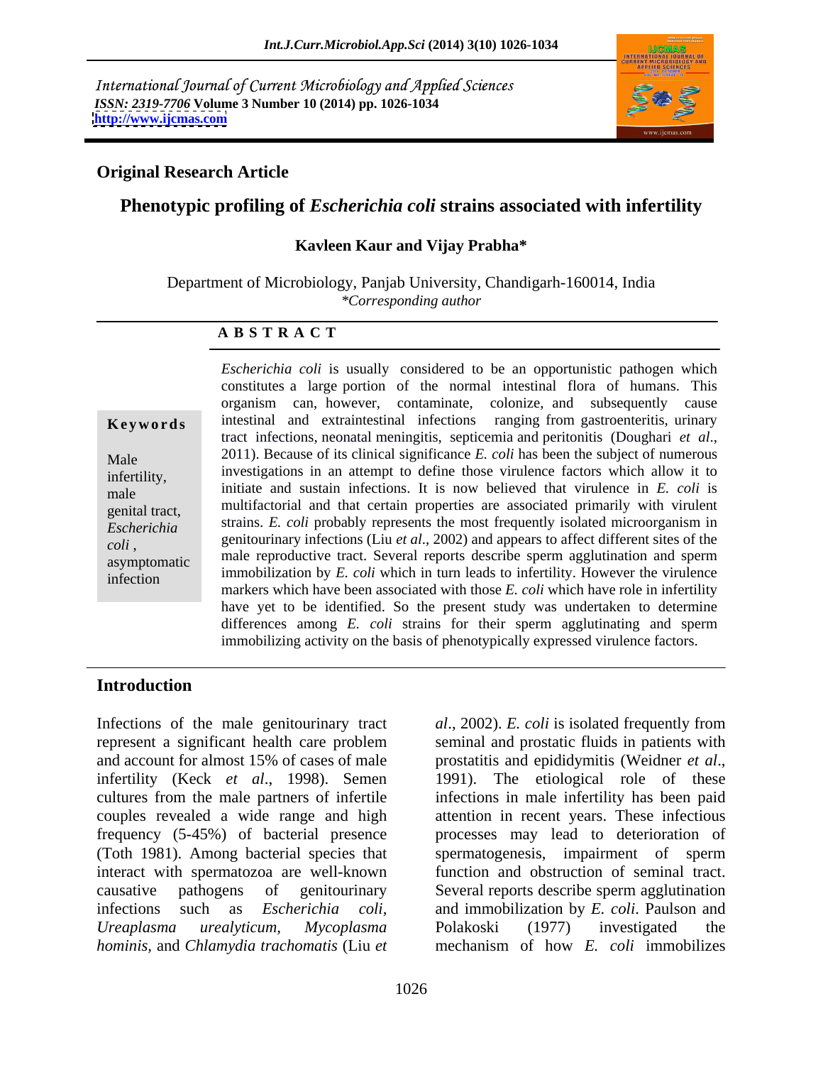International Journal of Current Microbiology and Applied Sciences
*ISSN: 2319-7706* **Volume 3 Number 10 (2014) pp. 1026-1034**
**http://www.ijcmas.com**

**Original Research Article**

# Phenotypic profiling of *Escherichia coli* strains associated with infertility

**Kavleen Kaur and Vijay Prabha***

Department of Microbiology, Panjab University, Chandigarh-160014, India
*\*Corresponding author*

**A B S T R A C T**

**Keywords**

Male infertility, male genital tract, *Escherichia coli*, asymptomatic infection

*Escherichia coli* is usually considered to be an opportunistic pathogen which constitutes a large portion of the normal intestinal flora of humans. This organism can, however, contaminate, colonize, and subsequently cause intestinal and extraintestinal infections ranging from gastroenteritis, urinary tract infections, neonatal meningitis, septicemia and peritonitis (Doughari *et al*., 2011). Because of its clinical significance *E. coli* has been the subject of numerous investigations in an attempt to define those virulence factors which allow it to initiate and sustain infections. It is now believed that virulence in *E. coli* is multifactorial and that certain properties are associated primarily with virulent strains. *E. coli* probably represents the most frequently isolated microorganism in genitourinary infections (Liu *et al*., 2002) and appears to affect different sites of the male reproductive tract. Several reports describe sperm agglutination and sperm immobilization by *E. coli* which in turn leads to infertility. However the virulence markers which have been associated with those *E. coli* which have role in infertility have yet to be identified. So the present study was undertaken to determine differences among *E. coli* strains for their sperm agglutinating and sperm immobilizing activity on the basis of phenotypically expressed virulence factors.

## Introduction

Infections of the male genitourinary tract represent a significant health care problem and account for almost 15% of cases of male infertility (Keck *et al*., 1998). Semen cultures from the male partners of infertile couples revealed a wide range and high frequency (5-45%) of bacterial presence (Toth 1981). Among bacterial species that interact with spermatozoa are well-known causative pathogens of genitourinary infections such as *Escherichia coli*, *Ureaplasma urealyticum*, *Mycoplasma hominis*, and *Chlamydia trachomatis* (Liu *et al*., 2002). *E. coli* is isolated frequently from seminal and prostatic fluids in patients with prostatitis and epididymitis (Weidner *et al*., 1991). The etiological role of these infections in male infertility has been paid attention in recent years. These infectious processes may lead to deterioration of spermatogenesis, impairment of sperm function and obstruction of seminal tract. Several reports describe sperm agglutination and immobilization by *E. coli*. Paulson and Polakoski (1977) investigated the mechanism of how *E. coli* immobilizes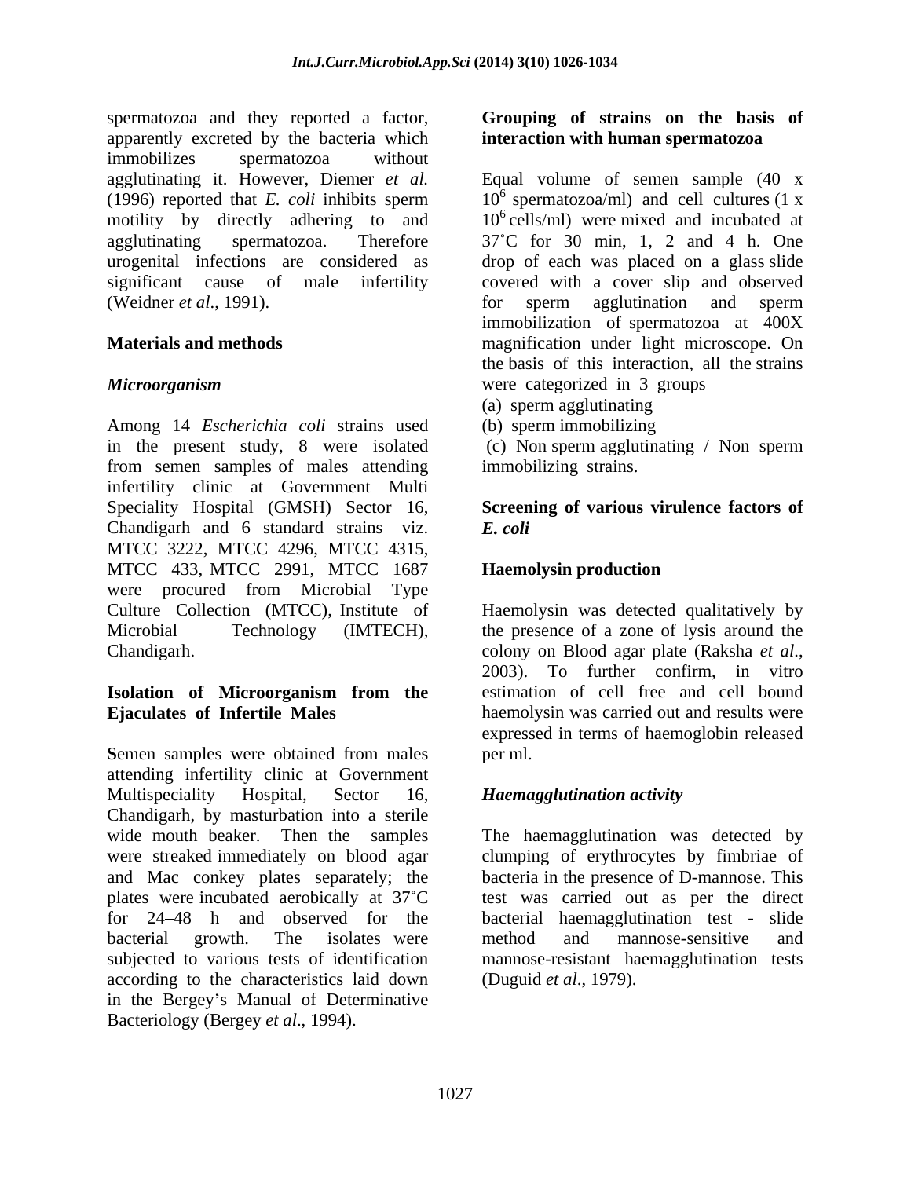spermatozoa and they reported a factor, apparently excreted by the bacteria which immobilizes spermatozoa without agglutinating it. However, Diemer *et al.* (1996) reported that *E. coli* inhibits sperm motility by directly adhering to and agglutinating spermatozoa. Therefore urogenital infections are considered as significant cause of male infertility (Weidner *et al.*, 1991).

## Materials and methods

### *Microorganism*

Among 14 *Escherichia coli* strains used in the present study, 8 were isolated from semen samples of males attending infertility clinic at Government Multi Speciality Hospital (GMSH) Sector 16, Chandigarh and 6 standard strains viz. MTCC 3222, MTCC 4296, MTCC 4315, MTCC 433, MTCC 2991, MTCC 1687 were procured from Microbial Type Culture Collection (MTCC), Institute of Microbial Technology (IMTECH), Chandigarh.

### Isolation of Microorganism from the Ejaculates of Infertile Males

**S**emen samples were obtained from males attending infertility clinic at Government Multispeciality Hospital, Sector 16, Chandigarh, by masturbation into a sterile wide mouth beaker. Then the samples were streaked immediately on blood agar and Mac conkey plates separately; the plates were incubated aerobically at 37˚C for 24–48 h and observed for the bacterial growth. The isolates were subjected to various tests of identification according to the characteristics laid down in the Bergey's Manual of Determinative Bacteriology (Bergey *et al*., 1994).

### Grouping of strains on the basis of interaction with human spermatozoa

Equal volume of semen sample (40 x $10^6$ spermatozoa/ml) and cell cultures (1 x $10^6$ cells/ml) were mixed and incubated at 37˚C for 30 min, 1, 2 and 4 h. One drop of each was placed on a glass slide covered with a cover slip and observed for sperm agglutination and sperm immobilization of spermatozoa at 400X magnification under light microscope. On the basis of this interaction, all the strains were categorized in 3 groups

(a) sperm agglutinating
(b) sperm immobilizing
(c) Non sperm agglutinating / Non sperm immobilizing strains.

### Screening of various virulence factors of *E. coli*

### Haemolysin production

Haemolysin was detected qualitatively by the presence of a zone of lysis around the colony on Blood agar plate (Raksha *et al*., 2003). To further confirm, in vitro estimation of cell free and cell bound haemolysin was carried out and results were expressed in terms of haemoglobin released per ml.

### *Haemagglutination activity*

The haemagglutination was detected by clumping of erythrocytes by fimbriae of bacteria in the presence of D-mannose. This test was carried out as per the direct bacterial haemagglutination test - slide method and mannose-sensitive and mannose-resistant haemagglutination tests (Duguid *et al*., 1979).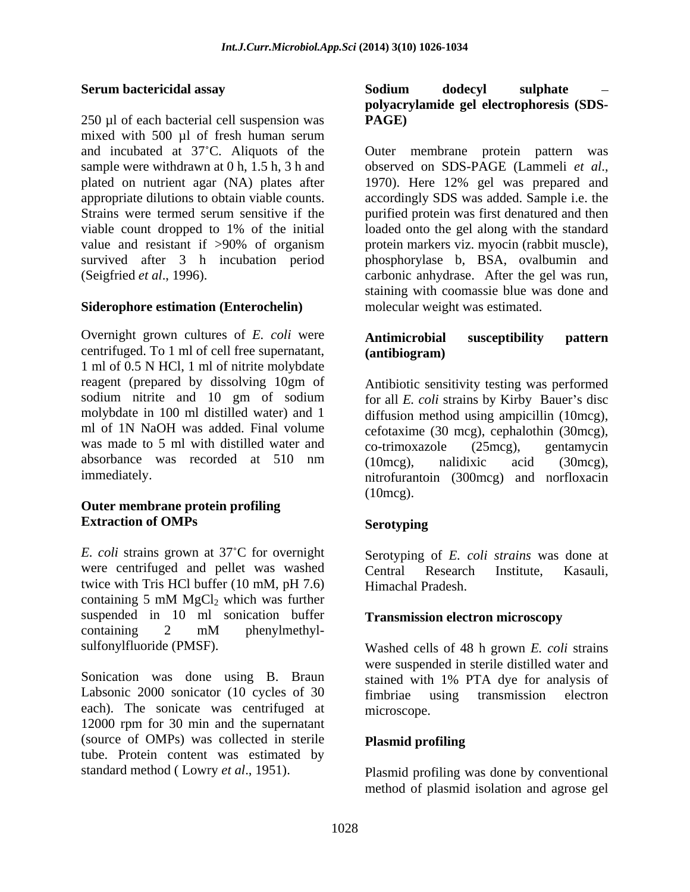### Serum bactericidal assay

250 µl of each bacterial cell suspension was mixed with 500 µl of fresh human serum and incubated at 37˚C. Aliquots of the sample were withdrawn at 0 h, 1.5 h, 3 h and plated on nutrient agar (NA) plates after appropriate dilutions to obtain viable counts. Strains were termed serum sensitive if the viable count dropped to 1% of the initial value and resistant if >90% of organism survived after 3 h incubation period (Seigfried *et al*., 1996).

### Siderophore estimation (Enterochelin)

Overnight grown cultures of *E. coli* were centrifuged. To 1 ml of cell free supernatant, 1 ml of 0.5 N HCl, 1 ml of nitrite molybdate reagent (prepared by dissolving 10gm of sodium nitrite and 10 gm of sodium molybdate in 100 ml distilled water) and 1 ml of 1N NaOH was added. Final volume was made to 5 ml with distilled water and absorbance was recorded at 510 nm immediately.

### Outer membrane protein profiling

### Extraction of OMPs

*E. coli* strains grown at 37˚C for overnight were centrifuged and pellet was washed twice with Tris HCl buffer (10 mM, pH 7.6) containing 5 mM $MgCl_2$ which was further suspended in 10 ml sonication buffer containing 2 mM phenylmethyl-sulfonylfluoride (PMSF).

Sonication was done using B. Braun Labsonic 2000 sonicator (10 cycles of 30 each). The sonicate was centrifuged at 12000 rpm for 30 min and the supernatant (source of OMPs) was collected in sterile tube. Protein content was estimated by standard method ( Lowry *et al*., 1951).

### Sodium dodecyl sulphate – polyacrylamide gel electrophoresis (SDS-PAGE)

Outer membrane protein pattern was observed on SDS-PAGE (Lammeli *et al*., 1970). Here 12% gel was prepared and accordingly SDS was added. Sample i.e. the purified protein was first denatured and then loaded onto the gel along with the standard protein markers viz. myocin (rabbit muscle), phosphorylase b, BSA, ovalbumin and carbonic anhydrase. After the gel was run, staining with coomassie blue was done and molecular weight was estimated.

### Antimicrobial susceptibility pattern (antibiogram)

Antibiotic sensitivity testing was performed for all *E. coli* strains by Kirby Bauer's disc diffusion method using ampicillin (10mcg), cefotaxime (30 mcg), cephalothin (30mcg), co-trimoxazole (25mcg), gentamycin (10mcg), nalidixic acid (30mcg), nitrofurantoin (300mcg) and norfloxacin (10mcg).

### Serotyping

Serotyping of *E. coli strains* was done at Central Research Institute, Kasauli, Himachal Pradesh.

### Transmission electron microscopy

Washed cells of 48 h grown *E. coli* strains were suspended in sterile distilled water and stained with 1% PTA dye for analysis of fimbriae using transmission electron microscope.

### Plasmid profiling

Plasmid profiling was done by conventional method of plasmid isolation and agrose gel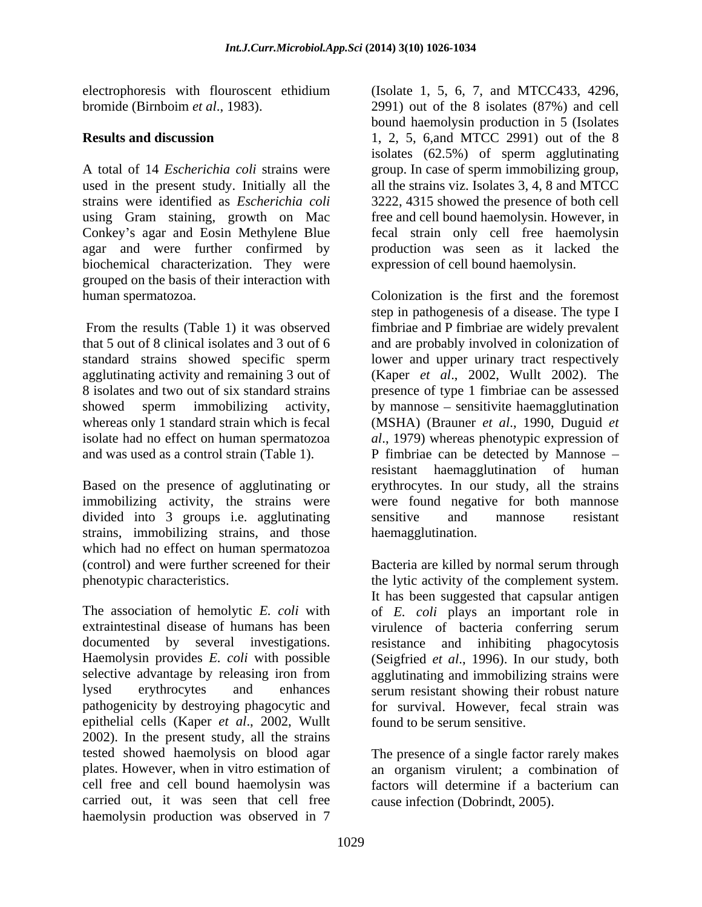electrophoresis with flouroscent ethidium bromide (Birnboim *et al*., 1983).

## Results and discussion

A total of 14 *Escherichia coli* strains were used in the present study. Initially all the strains were identified as *Escherichia coli* using Gram staining, growth on Mac Conkey's agar and Eosin Methylene Blue agar and were further confirmed by biochemical characterization. They were grouped on the basis of their interaction with human spermatozoa.

From the results (Table 1) it was observed that 5 out of 8 clinical isolates and 3 out of 6 standard strains showed specific sperm agglutinating activity and remaining 3 out of 8 isolates and two out of six standard strains showed sperm immobilizing activity, whereas only 1 standard strain which is fecal isolate had no effect on human spermatozoa and was used as a control strain (Table 1).

Based on the presence of agglutinating or immobilizing activity, the strains were divided into 3 groups i.e. agglutinating strains, immobilizing strains, and those which had no effect on human spermatozoa (control) and were further screened for their phenotypic characteristics.

The association of hemolytic *E. coli* with extraintestinal disease of humans has been documented by several investigations. Haemolysin provides *E. coli* with possible selective advantage by releasing iron from lysed erythrocytes and enhances pathogenicity by destroying phagocytic and epithelial cells (Kaper *et al*., 2002, Wullt 2002). In the present study, all the strains tested showed haemolysis on blood agar plates. However, when in vitro estimation of cell free and cell bound haemolysin was carried out, it was seen that cell free haemolysin production was observed in 7 (Isolate 1, 5, 6, 7, and MTCC433, 4296, 2991) out of the 8 isolates (87%) and cell bound haemolysin production in 5 (Isolates 1, 2, 5, 6,and MTCC 2991) out of the 8 isolates (62.5%) of sperm agglutinating group. In case of sperm immobilizing group, all the strains viz. Isolates 3, 4, 8 and MTCC 3222, 4315 showed the presence of both cell free and cell bound haemolysin. However, in fecal strain only cell free haemolysin production was seen as it lacked the expression of cell bound haemolysin.

Colonization is the first and the foremost step in pathogenesis of a disease. The type I fimbriae and P fimbriae are widely prevalent and are probably involved in colonization of lower and upper urinary tract respectively (Kaper *et al*., 2002, Wullt 2002). The presence of type 1 fimbriae can be assessed by mannose – sensitivite haemagglutination (MSHA) (Brauner *et al*., 1990, Duguid *et al*., 1979) whereas phenotypic expression of P fimbriae can be detected by Mannose – resistant haemagglutination of human erythrocytes. In our study, all the strains were found negative for both mannose sensitive and mannose resistant haemagglutination.

Bacteria are killed by normal serum through the lytic activity of the complement system. It has been suggested that capsular antigen of *E. coli* plays an important role in virulence of bacteria conferring serum resistance and inhibiting phagocytosis (Seigfried *et al*., 1996). In our study, both agglutinating and immobilizing strains were serum resistant showing their robust nature for survival. However, fecal strain was found to be serum sensitive.

The presence of a single factor rarely makes an organism virulent; a combination of factors will determine if a bacterium can cause infection (Dobrindt, 2005).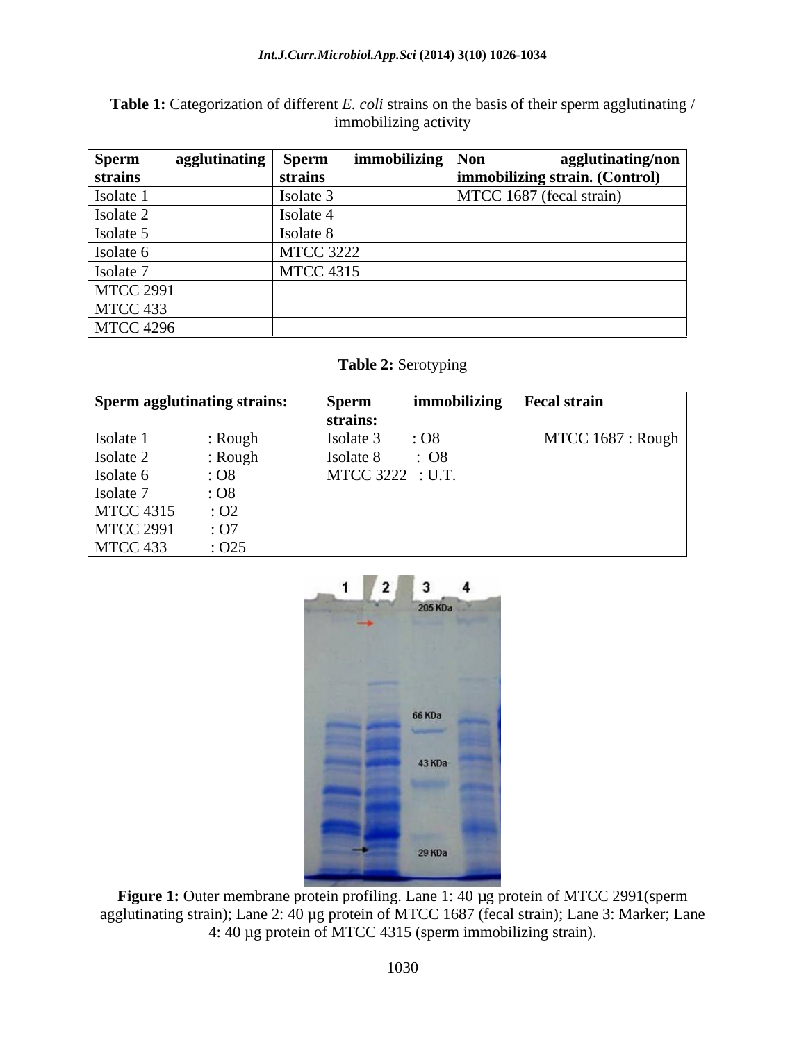**Table 1:** Categorization of different *E. coli* strains on the basis of their sperm agglutinating / immobilizing activity

| Sperm agglutinating strains | Sperm immobilizing strains | Non agglutinating/non immobilizing strain. (Control) |
|---|---|---|
| Isolate 1 | Isolate 3 | MTCC 1687 (fecal strain) |
| Isolate 2 | Isolate 4 | |
| Isolate 5 | Isolate 8 | |
| Isolate 6 | MTCC 3222 | |
| Isolate 7 | MTCC 4315 | |
| MTCC 2991 | | |
| MTCC 433 | | |
| MTCC 4296 | | |

**Table 2:** Serotyping

| Sperm agglutinating strains: | Sperm immobilizing strains: | Fecal strain |
|---|---|---|
| Isolate 1 : Rough | Isolate 3 : O8 | MTCC 1687 : Rough |
| Isolate 2 : Rough | Isolate 8 : O8 | |
| Isolate 6 : O8 | MTCC 3222 : U.T. | |
| Isolate 7 : O8 | | |
| MTCC 4315 : O2 | | |
| MTCC 2991 : O7 | | |
| MTCC 433 : O25 | | |

**Figure 1:** Outer membrane protein profiling. Lane 1: 40 µg protein of MTCC 2991(sperm agglutinating strain); Lane 2: 40 µg protein of MTCC 1687 (fecal strain); Lane 3: Marker; Lane 4: 40 µg protein of MTCC 4315 (sperm immobilizing strain).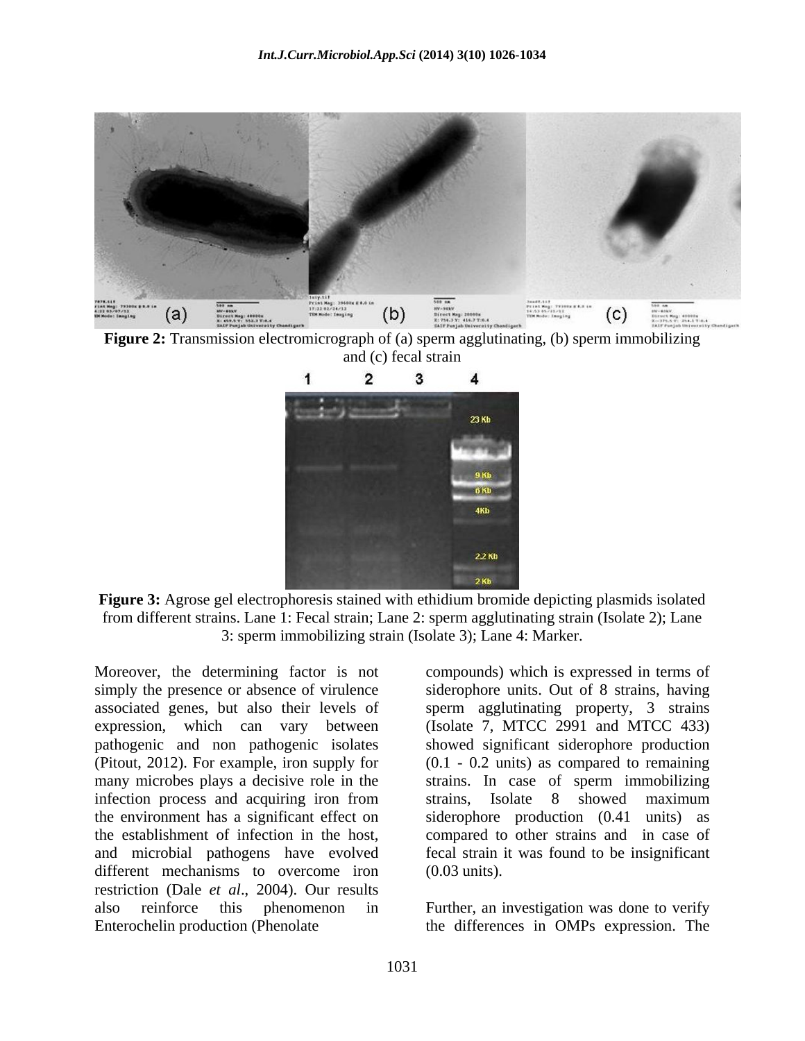**Figure 2:** Transmission electromicrograph of (a) sperm agglutinating, (b) sperm immobilizing and (c) fecal strain

**Figure 3:** Agrose gel electrophoresis stained with ethidium bromide depicting plasmids isolated from different strains. Lane 1: Fecal strain; Lane 2: sperm agglutinating strain (Isolate 2); Lane 3: sperm immobilizing strain (Isolate 3); Lane 4: Marker.

Moreover, the determining factor is not simply the presence or absence of virulence associated genes, but also their levels of expression, which can vary between pathogenic and non pathogenic isolates (Pitout, 2012). For example, iron supply for many microbes plays a decisive role in the infection process and acquiring iron from the environment has a significant effect on the establishment of infection in the host, and microbial pathogens have evolved different mechanisms to overcome iron restriction (Dale *et al*., 2004). Our results also reinforce this phenomenon in Enterochelin production (Phenolate compounds) which is expressed in terms of siderophore units. Out of 8 strains, having sperm agglutinating property, 3 strains (Isolate 7, MTCC 2991 and MTCC 433) showed significant siderophore production (0.1 - 0.2 units) as compared to remaining strains. In case of sperm immobilizing strains, Isolate 8 showed maximum siderophore production (0.41 units) as compared to other strains and in case of fecal strain it was found to be insignificant (0.03 units).

Further, an investigation was done to verify the differences in OMPs expression. The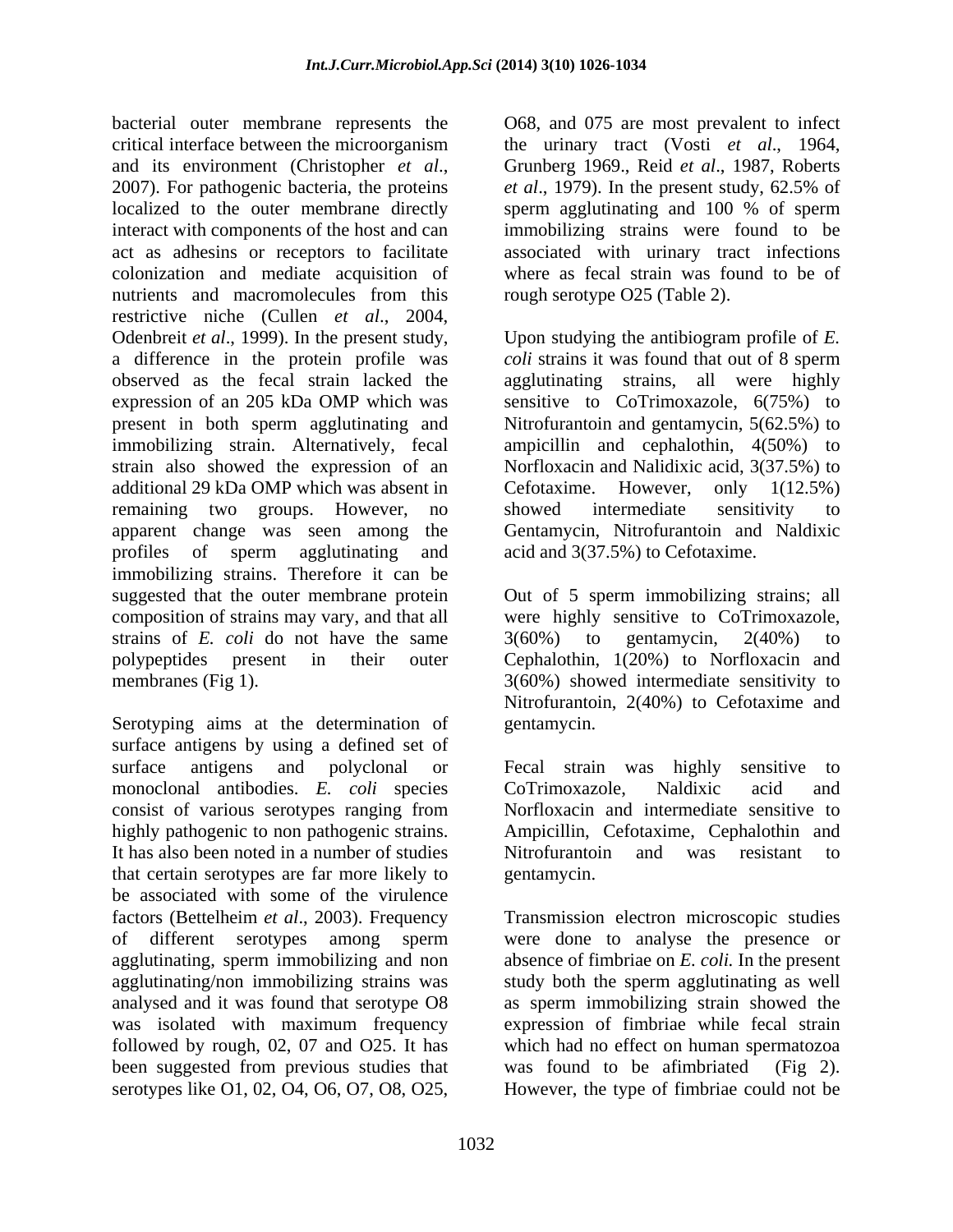bacterial outer membrane represents the critical interface between the microorganism and its environment (Christopher *et al*., 2007). For pathogenic bacteria, the proteins localized to the outer membrane directly interact with components of the host and can act as adhesins or receptors to facilitate colonization and mediate acquisition of nutrients and macromolecules from this restrictive niche (Cullen *et al*., 2004, Odenbreit *et al*., 1999). In the present study, a difference in the protein profile was observed as the fecal strain lacked the expression of an 205 kDa OMP which was present in both sperm agglutinating and immobilizing strain. Alternatively, fecal strain also showed the expression of an additional 29 kDa OMP which was absent in remaining two groups. However, no apparent change was seen among the profiles of sperm agglutinating and immobilizing strains. Therefore it can be suggested that the outer membrane protein composition of strains may vary, and that all strains of *E. coli* do not have the same polypeptides present in their outer membranes (Fig 1).

Serotyping aims at the determination of surface antigens by using a defined set of surface antigens and polyclonal or monoclonal antibodies. *E. coli* species consist of various serotypes ranging from highly pathogenic to non pathogenic strains. It has also been noted in a number of studies that certain serotypes are far more likely to be associated with some of the virulence factors (Bettelheim *et al*., 2003). Frequency of different serotypes among sperm agglutinating, sperm immobilizing and non agglutinating/non immobilizing strains was analysed and it was found that serotype O8 was isolated with maximum frequency followed by rough, 02, 07 and O25. It has been suggested from previous studies that serotypes like O1, 02, O4, O6, O7, O8, O25, O68, and 075 are most prevalent to infect the urinary tract (Vosti *et al*., 1964, Grunberg 1969., Reid *et al*., 1987, Roberts *et al*., 1979). In the present study, 62.5% of sperm agglutinating and 100 % of sperm immobilizing strains were found to be associated with urinary tract infections where as fecal strain was found to be of rough serotype O25 (Table 2).

Upon studying the antibiogram profile of *E. coli* strains it was found that out of 8 sperm agglutinating strains, all were highly sensitive to CoTrimoxazole, 6(75%) to Nitrofurantoin and gentamycin, 5(62.5%) to ampicillin and cephalothin, 4(50%) to Norfloxacin and Nalidixic acid, 3(37.5%) to Cefotaxime. However, only 1(12.5%) showed intermediate sensitivity to Gentamycin, Nitrofurantoin and Naldixic acid and 3(37.5%) to Cefotaxime.

Out of 5 sperm immobilizing strains; all were highly sensitive to CoTrimoxazole, 3(60%) to gentamycin, 2(40%) to Cephalothin, 1(20%) to Norfloxacin and 3(60%) showed intermediate sensitivity to Nitrofurantoin, 2(40%) to Cefotaxime and gentamycin.

Fecal strain was highly sensitive to CoTrimoxazole, Naldixic acid and Norfloxacin and intermediate sensitive to Ampicillin, Cefotaxime, Cephalothin and Nitrofurantoin and was resistant to gentamycin.

Transmission electron microscopic studies were done to analyse the presence or absence of fimbriae on *E. coli.* In the present study both the sperm agglutinating as well as sperm immobilizing strain showed the expression of fimbriae while fecal strain which had no effect on human spermatozoa was found to be afimbriated (Fig 2). However, the type of fimbriae could not be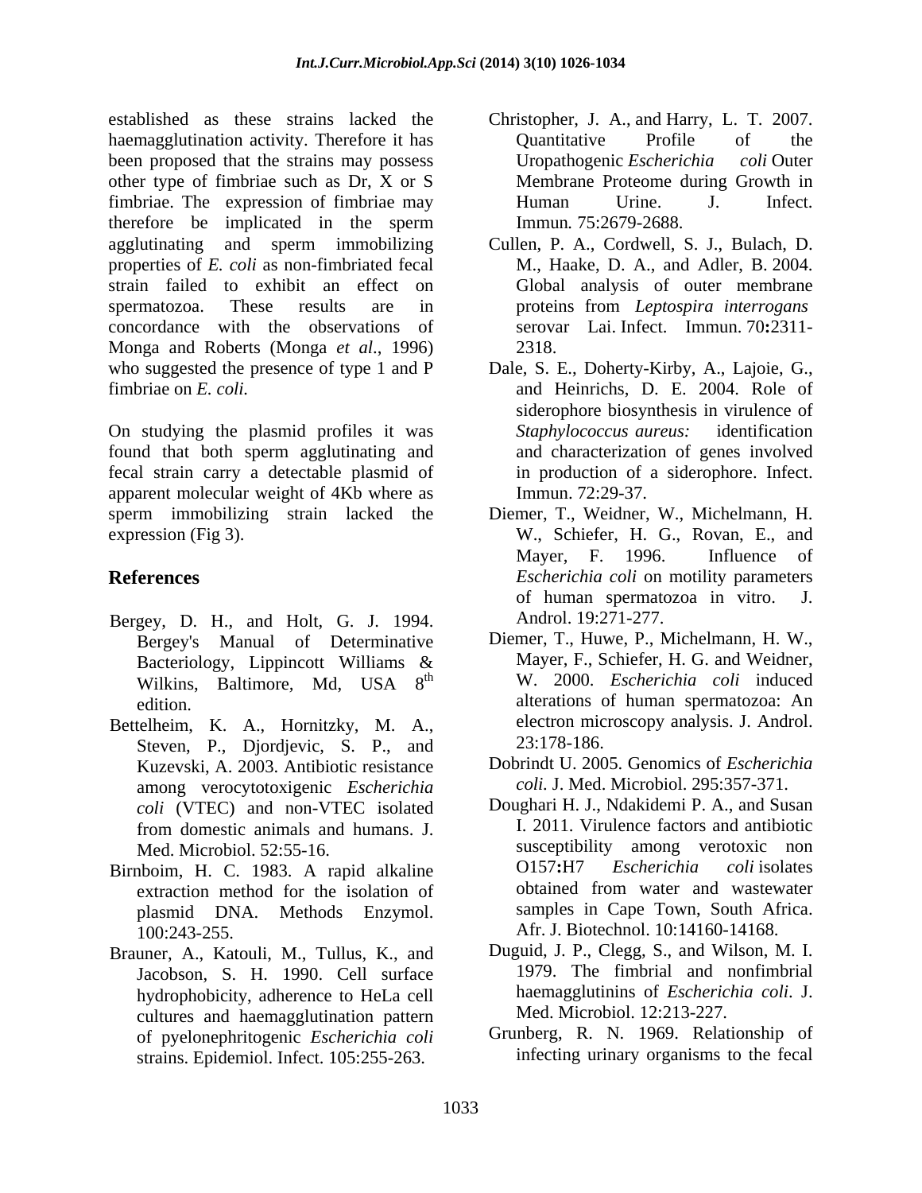established as these strains lacked the haemagglutination activity. Therefore it has been proposed that the strains may possess other type of fimbriae such as Dr, X or S fimbriae. The expression of fimbriae may therefore be implicated in the sperm agglutinating and sperm immobilizing properties of *E. coli* as non-fimbriated fecal strain failed to exhibit an effect on spermatozoa. These results are in concordance with the observations of Monga and Roberts (Monga *et al*., 1996) who suggested the presence of type 1 and P fimbriae on *E. coli.*

On studying the plasmid profiles it was found that both sperm agglutinating and fecal strain carry a detectable plasmid of apparent molecular weight of 4Kb where as sperm immobilizing strain lacked the expression (Fig 3).

## References

- Bergey, D. H., and Holt, G. J. 1994. Bergey's Manual of Determinative Bacteriology, Lippincott Williams & Wilkins, Baltimore, Md, USA 8th edition.
- Bettelheim, K. A., Hornitzky, M. A., Steven, P., Djordjevic, S. P., and Kuzevski, A. 2003. Antibiotic resistance among verocytotoxigenic *Escherichia coli* (VTEC) and non-VTEC isolated from domestic animals and humans. J. Med. Microbiol. 52:55-16.
- Birnboim, H. C. 1983. A rapid alkaline extraction method for the isolation of plasmid DNA. Methods Enzymol. 100:243-255.
- Brauner, A., Katouli, M., Tullus, K., and Jacobson, S. H. 1990. Cell surface hydrophobicity, adherence to HeLa cell cultures and haemagglutination pattern of pyelonephritogenic *Escherichia coli* strains. Epidemiol. Infect. 105:255-263.
- Christopher, J. A., and Harry, L. T. 2007. Quantitative Profile of the Uropathogenic *Escherichia coli* Outer Membrane Proteome during Growth in Human Urine. J. Infect. Immun. 75:2679-2688.
- Cullen, P. A., Cordwell, S. J., Bulach, D. M., Haake, D. A., and Adler, B. 2004. Global analysis of outer membrane proteins from *Leptospira interrogans* serovar Lai. Infect. Immun. 70**:**2311-2318.
- Dale, S. E., Doherty-Kirby, A., Lajoie, G., and Heinrichs, D. E. 2004. Role of siderophore biosynthesis in virulence of *Staphylococcus aureus:* identification and characterization of genes involved in production of a siderophore. Infect. Immun. 72:29-37.
- Diemer, T., Weidner, W., Michelmann, H. W., Schiefer, H. G., Rovan, E., and Mayer, F. 1996. Influence of *Escherichia coli* on motility parameters of human spermatozoa in vitro. J. Androl. 19:271-277.
- Diemer, T., Huwe, P., Michelmann, H. W., Mayer, F., Schiefer, H. G. and Weidner, W. 2000. *Escherichia coli* induced alterations of human spermatozoa: An electron microscopy analysis. J. Androl. 23:178-186.
- Dobrindt U. 2005. Genomics of *Escherichia coli.* J. Med. Microbiol. 295:357-371.
- Doughari H. J., Ndakidemi P. A., and Susan I. 2011. Virulence factors and antibiotic susceptibility among verotoxic non O157**:**H7 *Escherichia coli* isolates obtained from water and wastewater samples in Cape Town, South Africa. Afr. J. Biotechnol. 10:14160-14168.
- Duguid, J. P., Clegg, S., and Wilson, M. I. 1979. The fimbrial and nonfimbrial haemagglutinins of *Escherichia coli*. J. Med. Microbiol. 12:213-227.
- Grunberg, R. N. 1969. Relationship of infecting urinary organisms to the fecal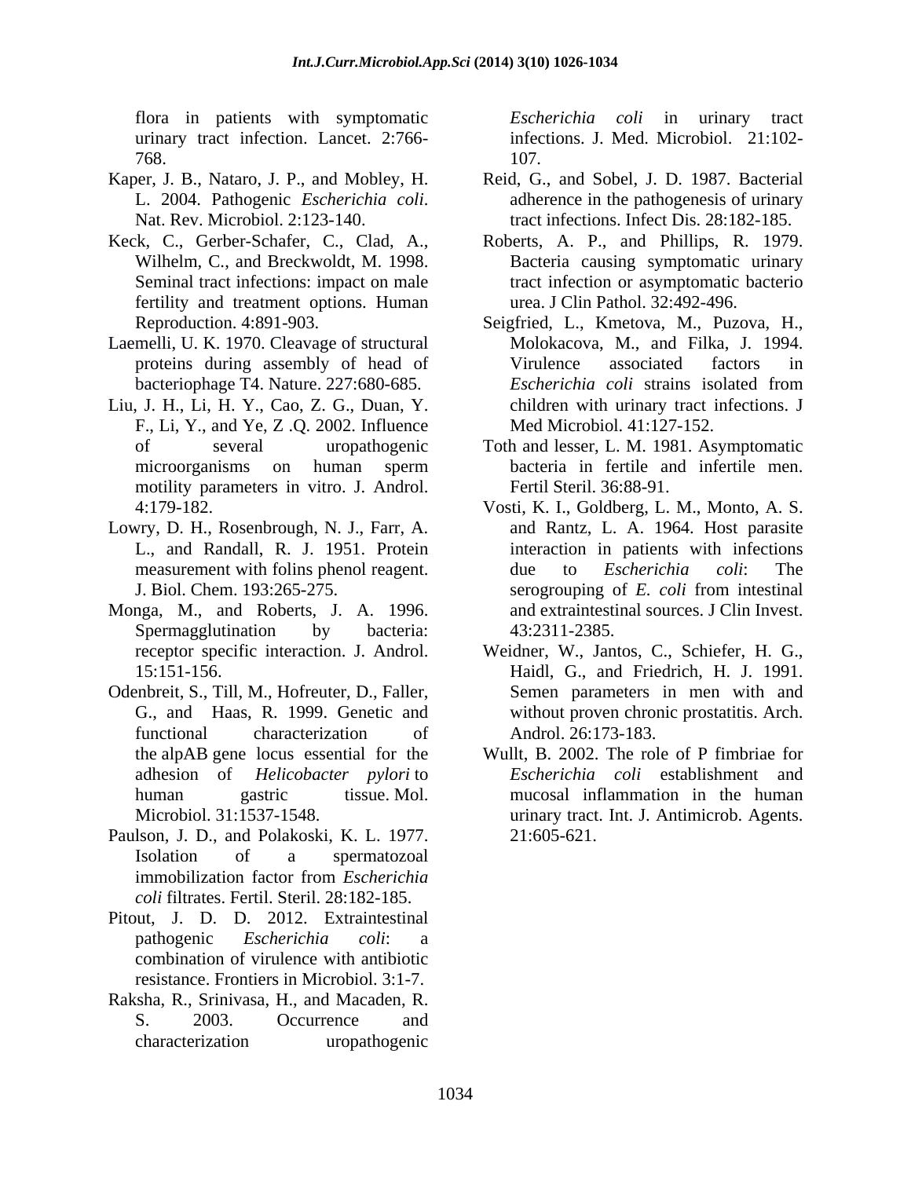flora in patients with symptomatic urinary tract infection. Lancet. 2:766-768.

Kaper, J. B., Nataro, J. P., and Mobley, H. L. 2004. Pathogenic *Escherichia coli*. Nat. Rev. Microbiol. 2:123-140.

Keck, C., Gerber-Schafer, C., Clad, A., Wilhelm, C., and Breckwoldt, M. 1998. Seminal tract infections: impact on male fertility and treatment options. Human Reproduction. 4:891-903.

Laemelli, U. K. 1970. Cleavage of structural proteins during assembly of head of bacteriophage T4. Nature. 227:680-685.

Liu, J. H., Li, H. Y., Cao, Z. G., Duan, Y. F., Li, Y., and Ye, Z .Q. 2002. Influence of several uropathogenic microorganisms on human sperm motility parameters in vitro. J. Androl. 4:179-182.

Lowry, D. H., Rosenbrough, N. J., Farr, A. L., and Randall, R. J. 1951. Protein measurement with folins phenol reagent. J. Biol. Chem. 193:265-275.

Monga, M., and Roberts, J. A. 1996. Spermagglutination by bacteria: receptor specific interaction. J. Androl. 15:151-156.

Odenbreit, S., Till, M., Hofreuter, D., Faller, G., and Haas, R. 1999. Genetic and functional characterization of the alpAB gene locus essential for the adhesion of *Helicobacter pylori* to human gastric tissue. Mol. Microbiol. 31:1537-1548.

Paulson, J. D., and Polakoski, K. L. 1977. Isolation of a spermatozoal immobilization factor from *Escherichia coli* filtrates. Fertil. Steril. 28:182-185.

Pitout, J. D. D. 2012. Extraintestinal pathogenic *Escherichia coli*: a combination of virulence with antibiotic resistance. Frontiers in Microbiol. 3:1-7.

Raksha, R., Srinivasa, H., and Macaden, R. S. 2003. Occurrence and characterization uropathogenic *Escherichia coli* in urinary tract infections. J. Med. Microbiol. 21:102-107.

Reid, G., and Sobel, J. D. 1987. Bacterial adherence in the pathogenesis of urinary tract infections. Infect Dis. 28:182-185.

Roberts, A. P., and Phillips, R. 1979. Bacteria causing symptomatic urinary tract infection or asymptomatic bacterio urea. J Clin Pathol. 32:492-496.

Seigfried, L., Kmetova, M., Puzova, H., Molokacova, M., and Filka, J. 1994. Virulence associated factors in *Escherichia coli* strains isolated from children with urinary tract infections. J Med Microbiol. 41:127-152.

Toth and lesser, L. M. 1981. Asymptomatic bacteria in fertile and infertile men. Fertil Steril. 36:88-91.

Vosti, K. I., Goldberg, L. M., Monto, A. S. and Rantz, L. A. 1964. Host parasite interaction in patients with infections due to *Escherichia coli*: The serogrouping of *E. coli* from intestinal and extraintestinal sources. J Clin Invest. 43:2311-2385.

Weidner, W., Jantos, C., Schiefer, H. G., Haidl, G., and Friedrich, H. J. 1991. Semen parameters in men with and without proven chronic prostatitis. Arch. Androl. 26:173-183.

Wullt, B. 2002. The role of P fimbriae for *Escherichia coli* establishment and mucosal inflammation in the human urinary tract. Int. J. Antimicrob. Agents. 21:605-621.